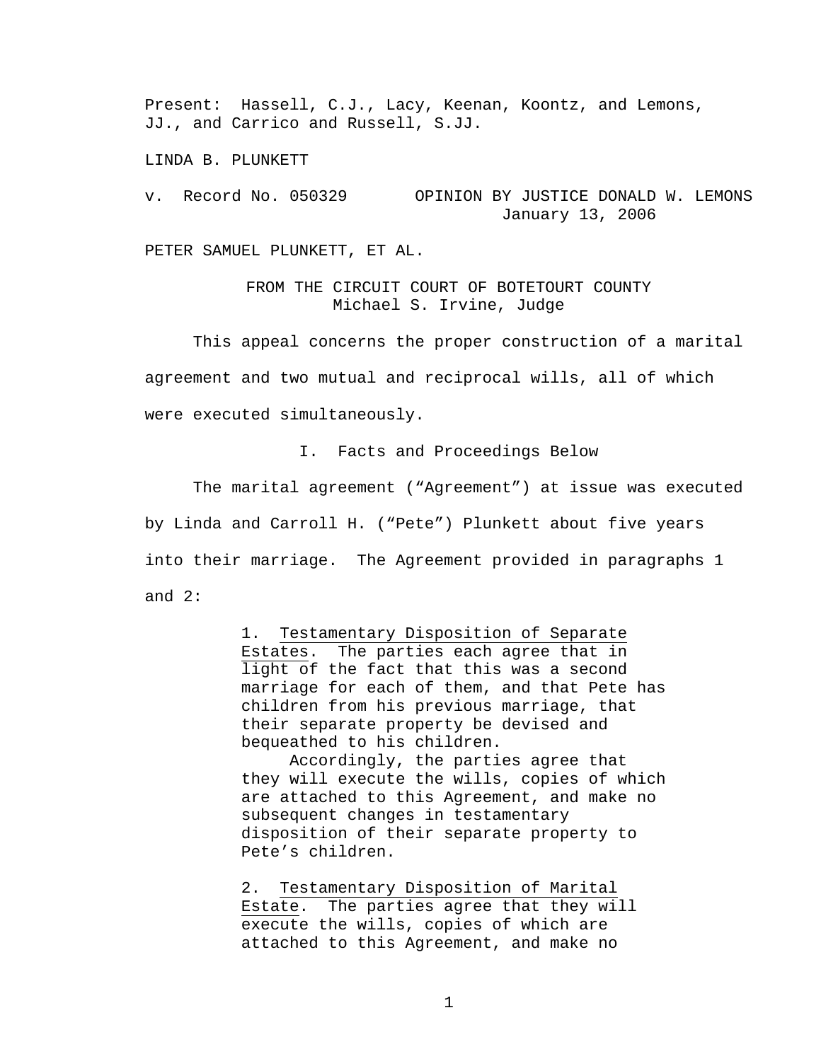Present: Hassell, C.J., Lacy, Keenan, Koontz, and Lemons, JJ., and Carrico and Russell, S.JJ.

LINDA B. PLUNKETT

v. Record No. 050329 OPINION BY JUSTICE DONALD W. LEMONS
January 13, 2006

PETER SAMUEL PLUNKETT, ET AL.

FROM THE CIRCUIT COURT OF BOTETOURT COUNTY
Michael S. Irvine, Judge

This appeal concerns the proper construction of a marital agreement and two mutual and reciprocal wills, all of which were executed simultaneously.

## I. Facts and Proceedings Below

The marital agreement ("Agreement") at issue was executed by Linda and Carroll H. ("Pete") Plunkett about five years into their marriage. The Agreement provided in paragraphs 1 and 2:

> 1. Testamentary Disposition of Separate Estates. The parties each agree that in light of the fact that this was a second marriage for each of them, and that Pete has children from his previous marriage, that their separate property be devised and bequeathed to his children.
>
> Accordingly, the parties agree that they will execute the wills, copies of which are attached to this Agreement, and make no subsequent changes in testamentary disposition of their separate property to Pete's children.
>
> 2. Testamentary Disposition of Marital Estate. The parties agree that they will execute the wills, copies of which are attached to this Agreement, and make no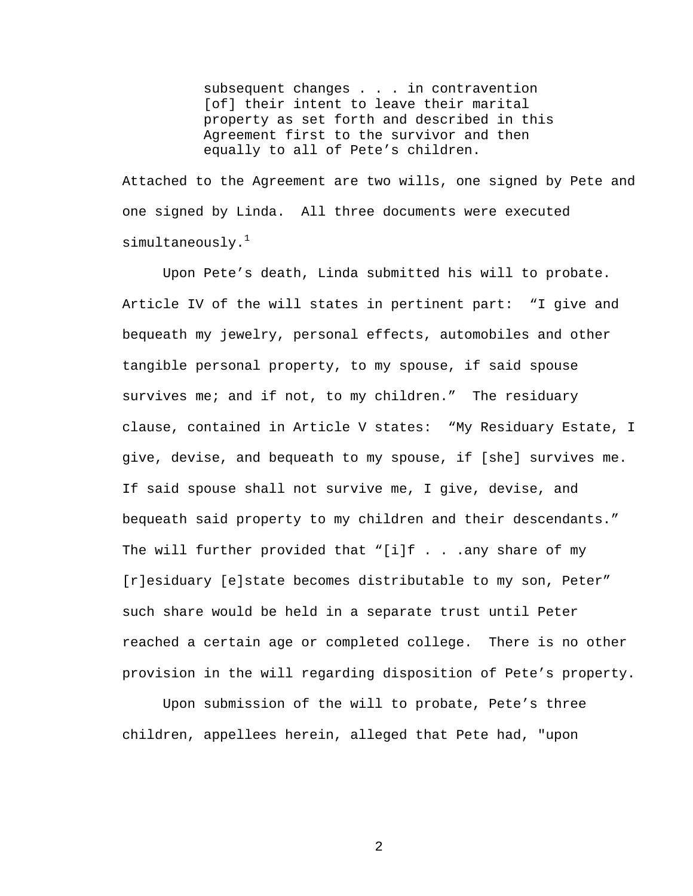> subsequent changes . . . in contravention [of] their intent to leave their marital property as set forth and described in this Agreement first to the survivor and then equally to all of Pete's children.

Attached to the Agreement are two wills, one signed by Pete and one signed by Linda. All three documents were executed simultaneously.[1]

Upon Pete's death, Linda submitted his will to probate. Article IV of the will states in pertinent part: "I give and bequeath my jewelry, personal effects, automobiles and other tangible personal property, to my spouse, if said spouse survives me; and if not, to my children." The residuary clause, contained in Article V states: "My Residuary Estate, I give, devise, and bequeath to my spouse, if [she] survives me. If said spouse shall not survive me, I give, devise, and bequeath said property to my children and their descendants." The will further provided that "[i]f . . .any share of my [r]esiduary [e]state becomes distributable to my son, Peter" such share would be held in a separate trust until Peter reached a certain age or completed college. There is no other provision in the will regarding disposition of Pete's property.

Upon submission of the will to probate, Pete's three children, appellees herein, alleged that Pete had, "upon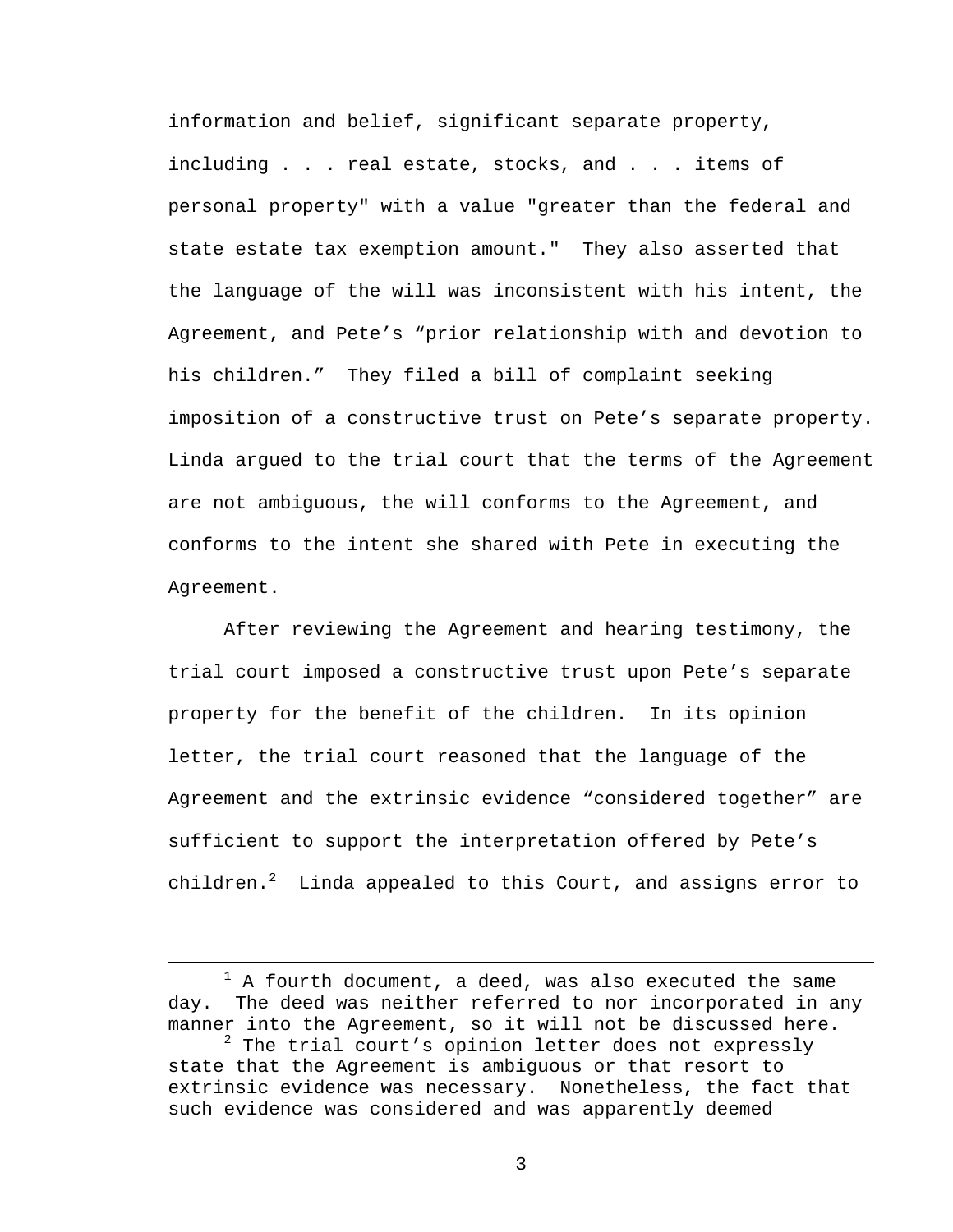information and belief, significant separate property, including . . . real estate, stocks, and . . . items of personal property" with a value "greater than the federal and state estate tax exemption amount." They also asserted that the language of the will was inconsistent with his intent, the Agreement, and Pete's "prior relationship with and devotion to his children." They filed a bill of complaint seeking imposition of a constructive trust on Pete's separate property. Linda argued to the trial court that the terms of the Agreement are not ambiguous, the will conforms to the Agreement, and conforms to the intent she shared with Pete in executing the Agreement.

After reviewing the Agreement and hearing testimony, the trial court imposed a constructive trust upon Pete's separate property for the benefit of the children. In its opinion letter, the trial court reasoned that the language of the Agreement and the extrinsic evidence "considered together" are sufficient to support the interpretation offered by Pete's children.[2] Linda appealed to this Court, and assigns error to

---

[1] A fourth document, a deed, was also executed the same day. The deed was neither referred to nor incorporated in any manner into the Agreement, so it will not be discussed here.

[2] The trial court's opinion letter does not expressly state that the Agreement is ambiguous or that resort to extrinsic evidence was necessary. Nonetheless, the fact that such evidence was considered and was apparently deemed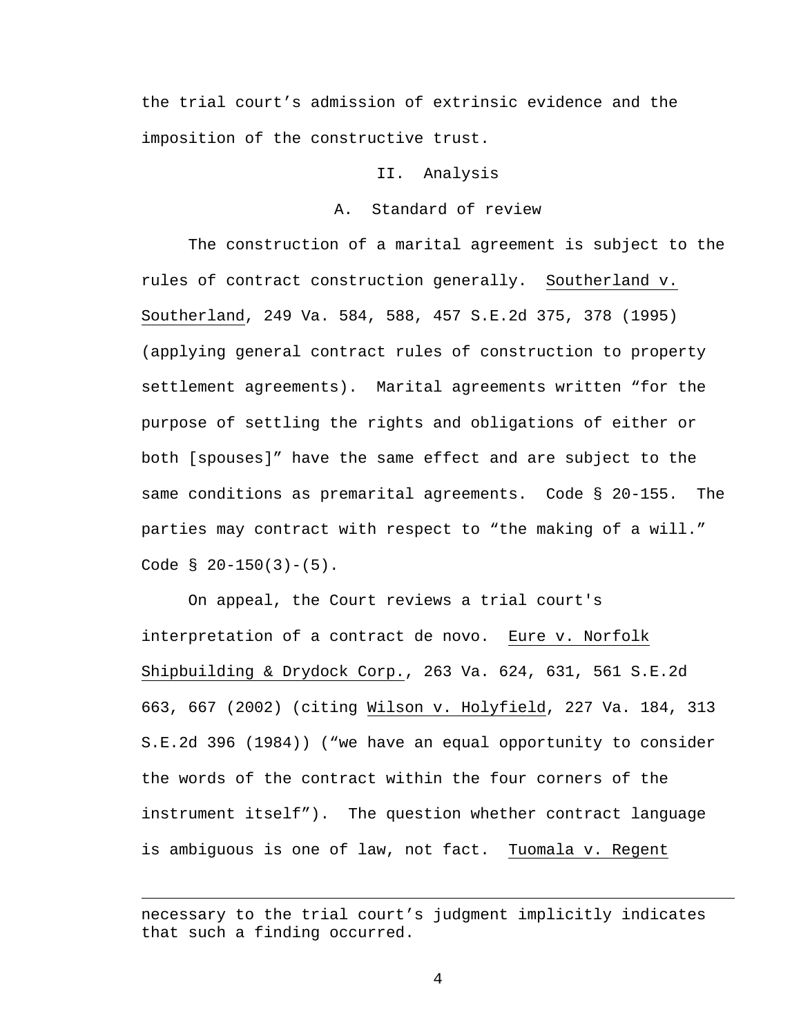the trial court's admission of extrinsic evidence and the imposition of the constructive trust.

## II. Analysis

### A. Standard of review

The construction of a marital agreement is subject to the rules of contract construction generally. Southerland v. Southerland, 249 Va. 584, 588, 457 S.E.2d 375, 378 (1995) (applying general contract rules of construction to property settlement agreements). Marital agreements written "for the purpose of settling the rights and obligations of either or both [spouses]" have the same effect and are subject to the same conditions as premarital agreements. Code § 20-155. The parties may contract with respect to "the making of a will." Code § 20-150(3)-(5).

On appeal, the Court reviews a trial court's interpretation of a contract de novo. Eure v. Norfolk Shipbuilding & Drydock Corp., 263 Va. 624, 631, 561 S.E.2d 663, 667 (2002) (citing Wilson v. Holyfield, 227 Va. 184, 313 S.E.2d 396 (1984)) ("we have an equal opportunity to consider the words of the contract within the four corners of the instrument itself"). The question whether contract language is ambiguous is one of law, not fact. Tuomala v. Regent

---

necessary to the trial court's judgment implicitly indicates that such a finding occurred.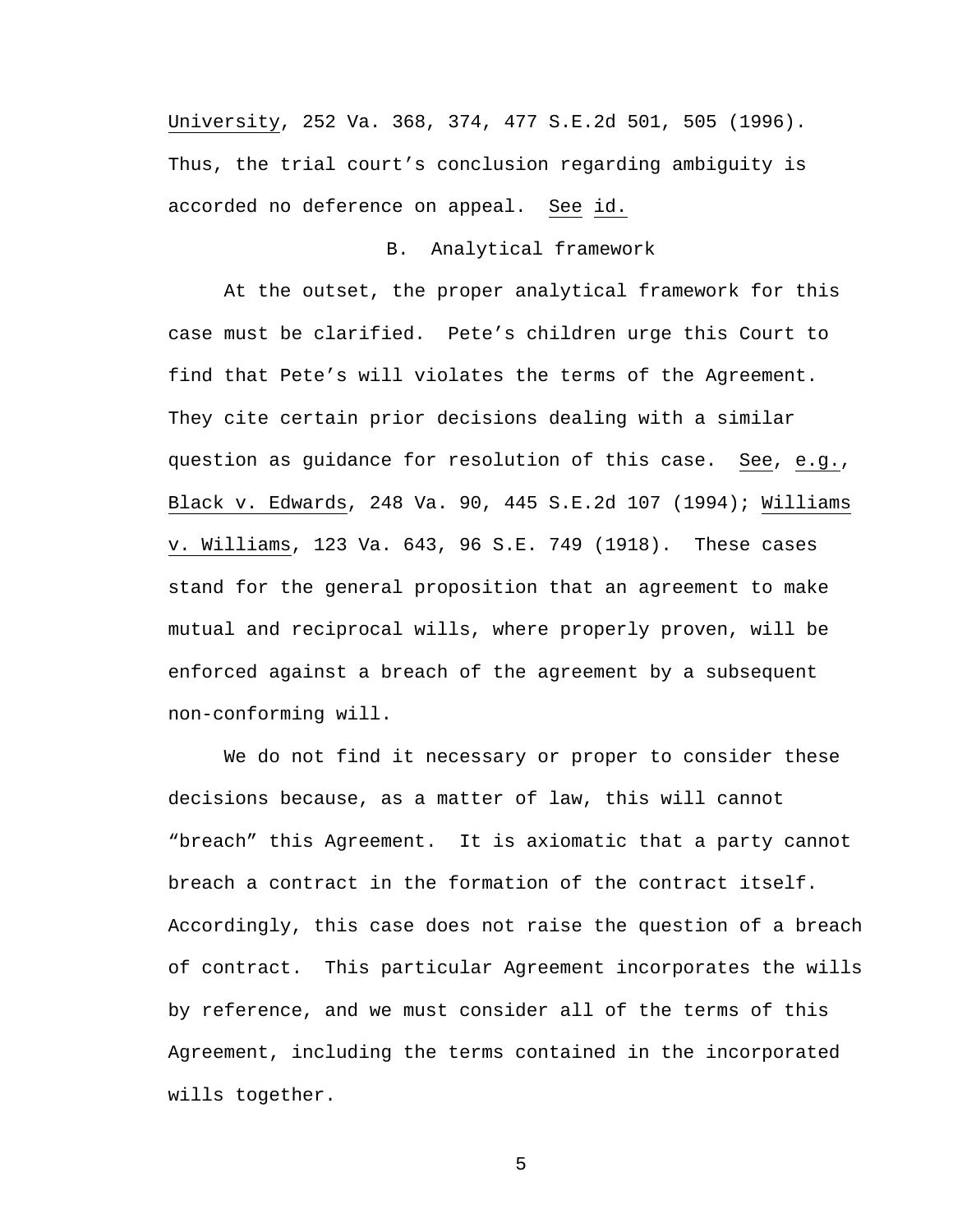University, 252 Va. 368, 374, 477 S.E.2d 501, 505 (1996). Thus, the trial court's conclusion regarding ambiguity is accorded no deference on appeal. See id.

### B. Analytical framework

At the outset, the proper analytical framework for this case must be clarified. Pete's children urge this Court to find that Pete's will violates the terms of the Agreement. They cite certain prior decisions dealing with a similar question as guidance for resolution of this case. See, e.g., Black v. Edwards, 248 Va. 90, 445 S.E.2d 107 (1994); Williams v. Williams, 123 Va. 643, 96 S.E. 749 (1918). These cases stand for the general proposition that an agreement to make mutual and reciprocal wills, where properly proven, will be enforced against a breach of the agreement by a subsequent non-conforming will.

We do not find it necessary or proper to consider these decisions because, as a matter of law, this will cannot "breach" this Agreement. It is axiomatic that a party cannot breach a contract in the formation of the contract itself. Accordingly, this case does not raise the question of a breach of contract. This particular Agreement incorporates the wills by reference, and we must consider all of the terms of this Agreement, including the terms contained in the incorporated wills together.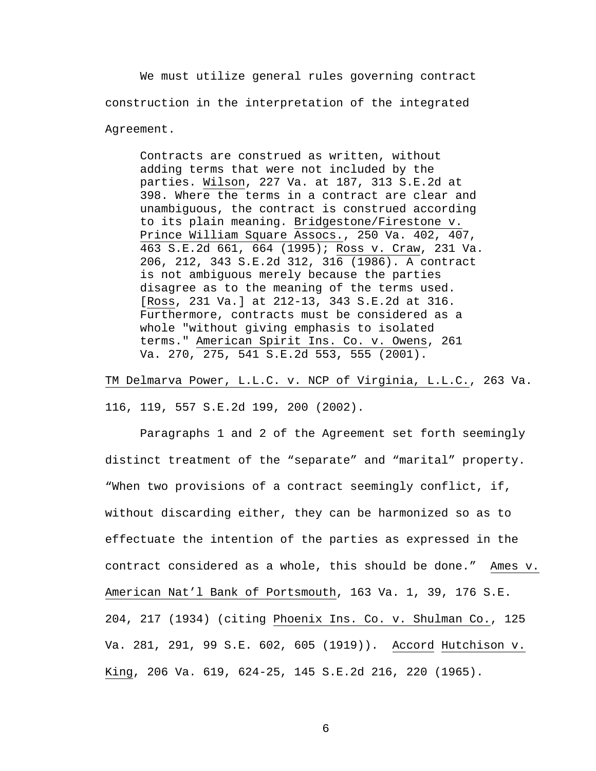We must utilize general rules governing contract construction in the interpretation of the integrated Agreement.

> Contracts are construed as written, without adding terms that were not included by the parties. Wilson, 227 Va. at 187, 313 S.E.2d at 398. Where the terms in a contract are clear and unambiguous, the contract is construed according to its plain meaning. Bridgestone/Firestone v. Prince William Square Assocs., 250 Va. 402, 407, 463 S.E.2d 661, 664 (1995); Ross v. Craw, 231 Va. 206, 212, 343 S.E.2d 312, 316 (1986). A contract is not ambiguous merely because the parties disagree as to the meaning of the terms used. [Ross, 231 Va.] at 212-13, 343 S.E.2d at 316. Furthermore, contracts must be considered as a whole "without giving emphasis to isolated terms." American Spirit Ins. Co. v. Owens, 261 Va. 270, 275, 541 S.E.2d 553, 555 (2001).

TM Delmarva Power, L.L.C. v. NCP of Virginia, L.L.C., 263 Va. 116, 119, 557 S.E.2d 199, 200 (2002).

Paragraphs 1 and 2 of the Agreement set forth seemingly distinct treatment of the "separate" and "marital" property. "When two provisions of a contract seemingly conflict, if, without discarding either, they can be harmonized so as to effectuate the intention of the parties as expressed in the contract considered as a whole, this should be done." Ames v. American Nat'l Bank of Portsmouth, 163 Va. 1, 39, 176 S.E. 204, 217 (1934) (citing Phoenix Ins. Co. v. Shulman Co., 125 Va. 281, 291, 99 S.E. 602, 605 (1919)). Accord Hutchison v. King, 206 Va. 619, 624-25, 145 S.E.2d 216, 220 (1965).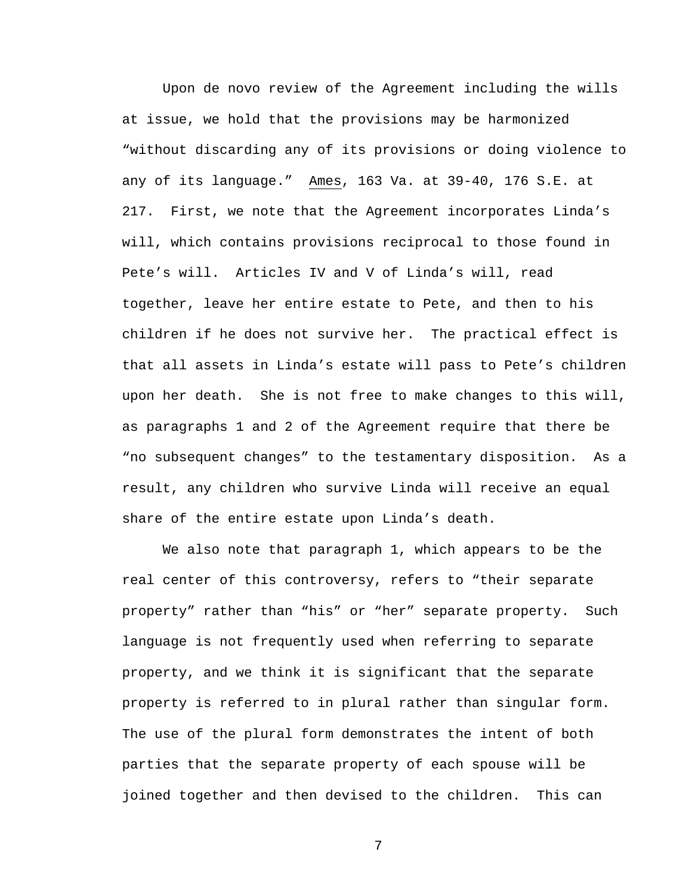Upon de novo review of the Agreement including the wills at issue, we hold that the provisions may be harmonized "without discarding any of its provisions or doing violence to any of its language." Ames, 163 Va. at 39-40, 176 S.E. at 217. First, we note that the Agreement incorporates Linda's will, which contains provisions reciprocal to those found in Pete's will. Articles IV and V of Linda's will, read together, leave her entire estate to Pete, and then to his children if he does not survive her. The practical effect is that all assets in Linda's estate will pass to Pete's children upon her death. She is not free to make changes to this will, as paragraphs 1 and 2 of the Agreement require that there be "no subsequent changes" to the testamentary disposition. As a result, any children who survive Linda will receive an equal share of the entire estate upon Linda's death.

We also note that paragraph 1, which appears to be the real center of this controversy, refers to "their separate property" rather than "his" or "her" separate property. Such language is not frequently used when referring to separate property, and we think it is significant that the separate property is referred to in plural rather than singular form. The use of the plural form demonstrates the intent of both parties that the separate property of each spouse will be joined together and then devised to the children. This can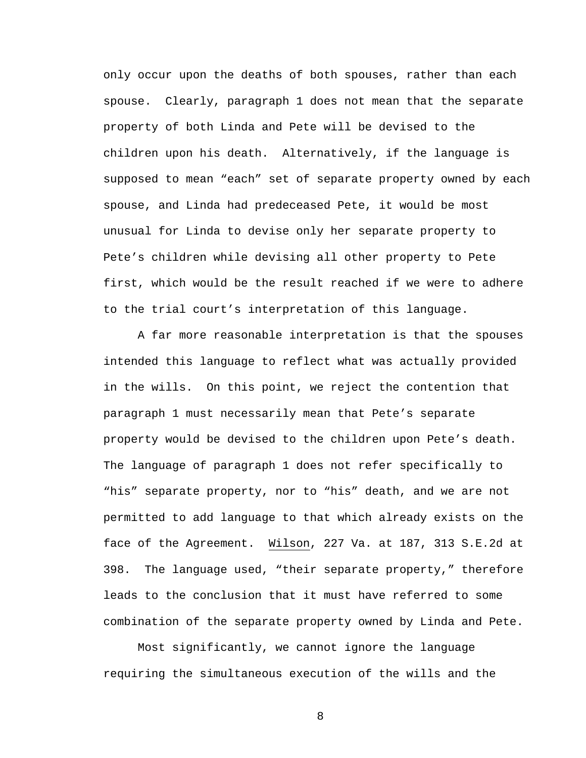only occur upon the deaths of both spouses, rather than each spouse. Clearly, paragraph 1 does not mean that the separate property of both Linda and Pete will be devised to the children upon his death. Alternatively, if the language is supposed to mean "each" set of separate property owned by each spouse, and Linda had predeceased Pete, it would be most unusual for Linda to devise only her separate property to Pete's children while devising all other property to Pete first, which would be the result reached if we were to adhere to the trial court's interpretation of this language.

A far more reasonable interpretation is that the spouses intended this language to reflect what was actually provided in the wills. On this point, we reject the contention that paragraph 1 must necessarily mean that Pete's separate property would be devised to the children upon Pete's death. The language of paragraph 1 does not refer specifically to "his" separate property, nor to "his" death, and we are not permitted to add language to that which already exists on the face of the Agreement. Wilson, 227 Va. at 187, 313 S.E.2d at 398. The language used, "their separate property," therefore leads to the conclusion that it must have referred to some combination of the separate property owned by Linda and Pete.

Most significantly, we cannot ignore the language requiring the simultaneous execution of the wills and the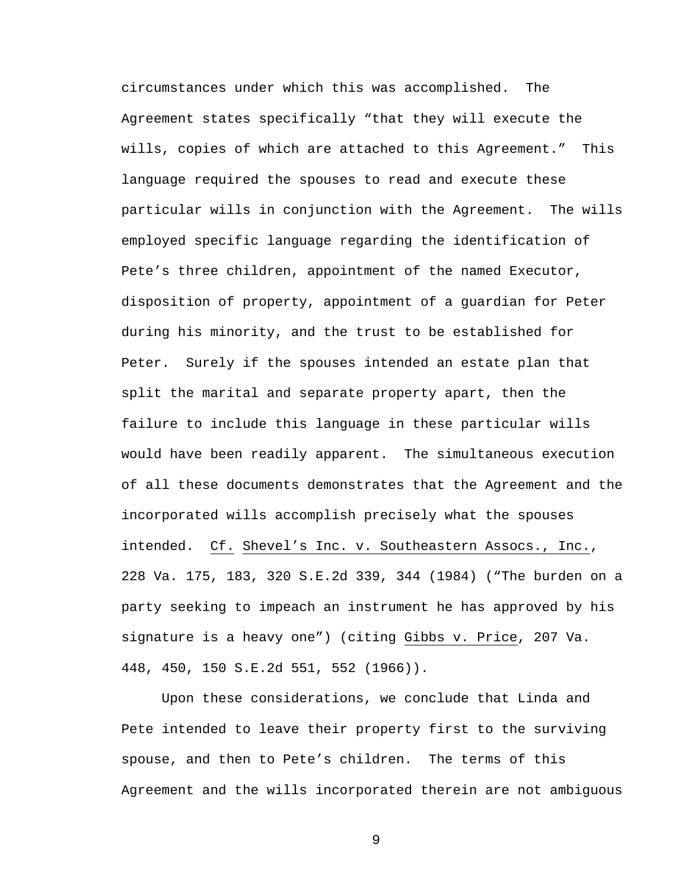circumstances under which this was accomplished. The Agreement states specifically "that they will execute the wills, copies of which are attached to this Agreement." This language required the spouses to read and execute these particular wills in conjunction with the Agreement. The wills employed specific language regarding the identification of Pete's three children, appointment of the named Executor, disposition of property, appointment of a guardian for Peter during his minority, and the trust to be established for Peter. Surely if the spouses intended an estate plan that split the marital and separate property apart, then the failure to include this language in these particular wills would have been readily apparent. The simultaneous execution of all these documents demonstrates that the Agreement and the incorporated wills accomplish precisely what the spouses intended. Cf. Shevel's Inc. v. Southeastern Assocs., Inc., 228 Va. 175, 183, 320 S.E.2d 339, 344 (1984) ("The burden on a party seeking to impeach an instrument he has approved by his signature is a heavy one") (citing Gibbs v. Price, 207 Va. 448, 450, 150 S.E.2d 551, 552 (1966)).

Upon these considerations, we conclude that Linda and Pete intended to leave their property first to the surviving spouse, and then to Pete's children. The terms of this Agreement and the wills incorporated therein are not ambiguous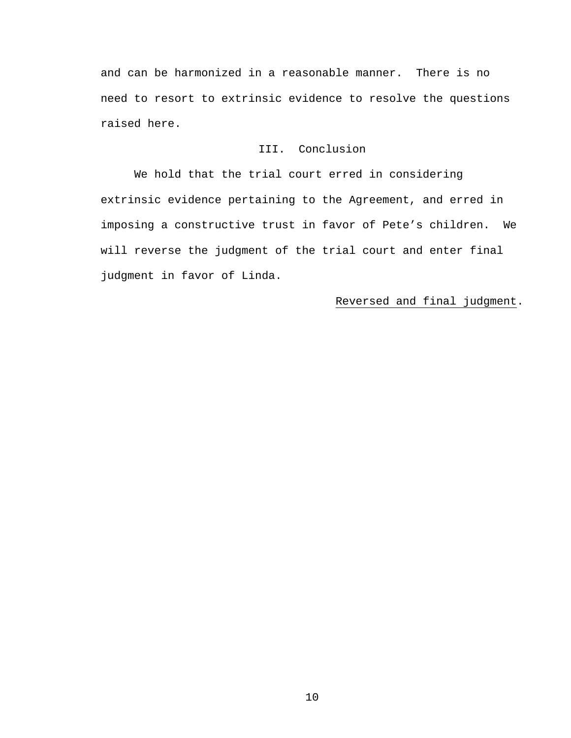and can be harmonized in a reasonable manner. There is no need to resort to extrinsic evidence to resolve the questions raised here.

## III. Conclusion

We hold that the trial court erred in considering extrinsic evidence pertaining to the Agreement, and erred in imposing a constructive trust in favor of Pete's children. We will reverse the judgment of the trial court and enter final judgment in favor of Linda.

Reversed and final judgment.